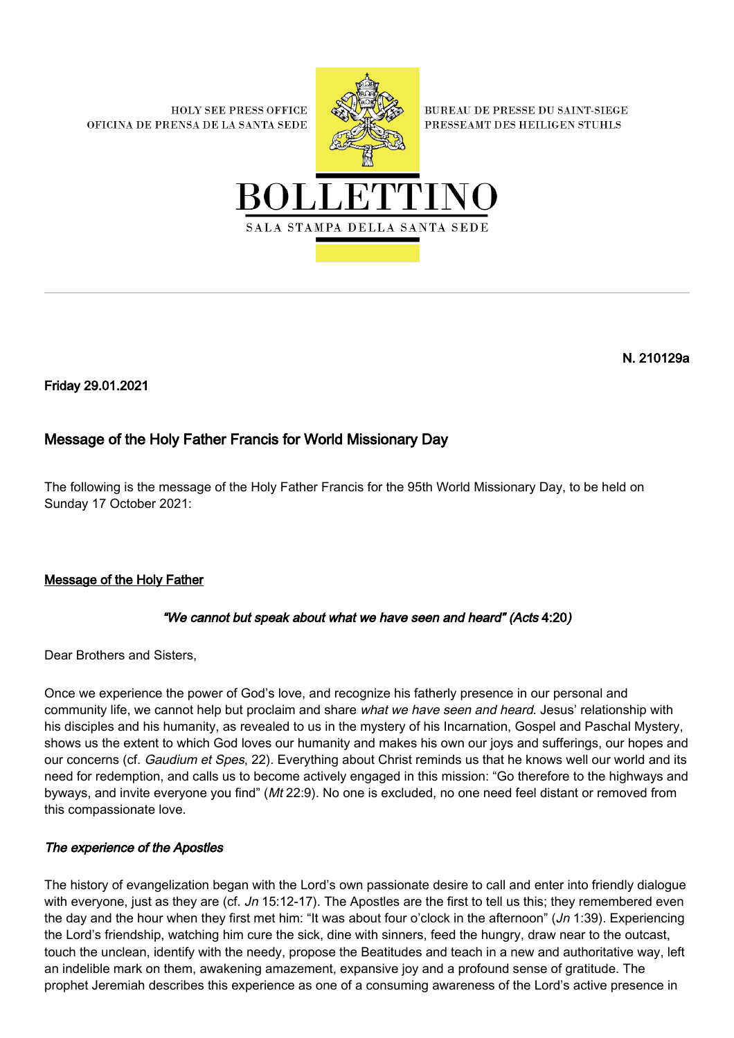HOLY SEE PRESS OFFICE
OFICINA DE PRENSA DE LA SANTA SEDE

BUREAU DE PRESSE DU SAINT-SIEGE
PRESSEAMT DES HEILIGEN STUHLS

# BOLLETTINO

SALA STAMPA DELLA SANTA SEDE

**N. 210129a**

**Friday 29.01.2021**

## Message of the Holy Father Francis for World Missionary Day

The following is the message of the Holy Father Francis for the 95th World Missionary Day, to be held on Sunday 17 October 2021:

**Message of the Holy Father**

***"We cannot but speak about what we have seen and heard" (Acts 4:20)***

Dear Brothers and Sisters,

Once we experience the power of God's love, and recognize his fatherly presence in our personal and community life, we cannot help but proclaim and share *what we have seen and heard*. Jesus' relationship with his disciples and his humanity, as revealed to us in the mystery of his Incarnation, Gospel and Paschal Mystery, shows us the extent to which God loves our humanity and makes his own our joys and sufferings, our hopes and our concerns (cf. *Gaudium et Spes*, 22). Everything about Christ reminds us that he knows well our world and its need for redemption, and calls us to become actively engaged in this mission: "Go therefore to the highways and byways, and invite everyone you find" (*Mt* 22:9). No one is excluded, no one need feel distant or removed from this compassionate love.

### *The experience of the Apostles*

The history of evangelization began with the Lord's own passionate desire to call and enter into friendly dialogue with everyone, just as they are (cf. *Jn* 15:12-17). The Apostles are the first to tell us this; they remembered even the day and the hour when they first met him: "It was about four o'clock in the afternoon" (*Jn* 1:39). Experiencing the Lord's friendship, watching him cure the sick, dine with sinners, feed the hungry, draw near to the outcast, touch the unclean, identify with the needy, propose the Beatitudes and teach in a new and authoritative way, left an indelible mark on them, awakening amazement, expansive joy and a profound sense of gratitude. The prophet Jeremiah describes this experience as one of a consuming awareness of the Lord's active presence in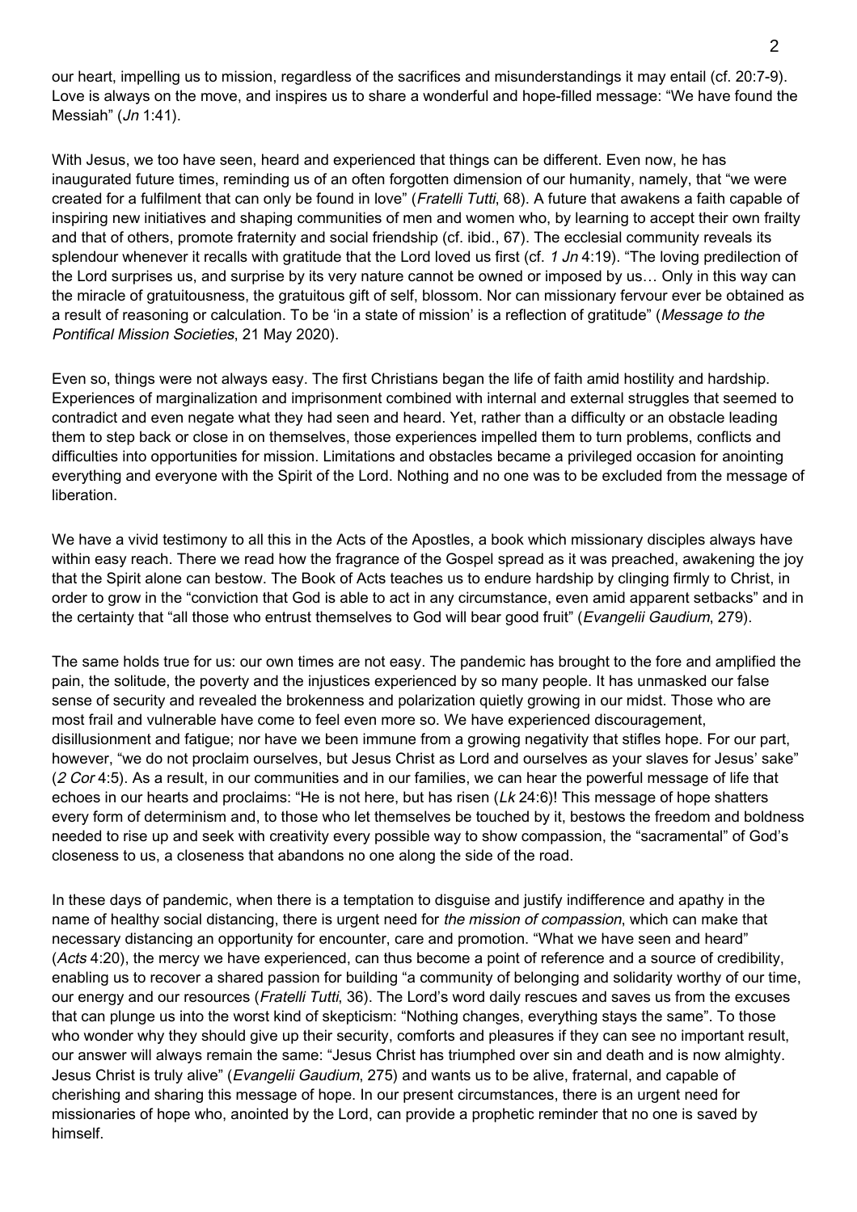our heart, impelling us to mission, regardless of the sacrifices and misunderstandings it may entail (cf. 20:7-9). Love is always on the move, and inspires us to share a wonderful and hope-filled message: "We have found the Messiah" (*Jn* 1:41).

With Jesus, we too have seen, heard and experienced that things can be different. Even now, he has inaugurated future times, reminding us of an often forgotten dimension of our humanity, namely, that "we were created for a fulfilment that can only be found in love" (*Fratelli Tutti*, 68). A future that awakens a faith capable of inspiring new initiatives and shaping communities of men and women who, by learning to accept their own frailty and that of others, promote fraternity and social friendship (cf. ibid., 67). The ecclesial community reveals its splendour whenever it recalls with gratitude that the Lord loved us first (cf. *1 Jn* 4:19). "The loving predilection of the Lord surprises us, and surprise by its very nature cannot be owned or imposed by us… Only in this way can the miracle of gratuitousness, the gratuitous gift of self, blossom. Nor can missionary fervour ever be obtained as a result of reasoning or calculation. To be 'in a state of mission' is a reflection of gratitude" (*Message to the Pontifical Mission Societies*, 21 May 2020).

Even so, things were not always easy. The first Christians began the life of faith amid hostility and hardship. Experiences of marginalization and imprisonment combined with internal and external struggles that seemed to contradict and even negate what they had seen and heard. Yet, rather than a difficulty or an obstacle leading them to step back or close in on themselves, those experiences impelled them to turn problems, conflicts and difficulties into opportunities for mission. Limitations and obstacles became a privileged occasion for anointing everything and everyone with the Spirit of the Lord. Nothing and no one was to be excluded from the message of liberation.

We have a vivid testimony to all this in the Acts of the Apostles, a book which missionary disciples always have within easy reach. There we read how the fragrance of the Gospel spread as it was preached, awakening the joy that the Spirit alone can bestow. The Book of Acts teaches us to endure hardship by clinging firmly to Christ, in order to grow in the "conviction that God is able to act in any circumstance, even amid apparent setbacks" and in the certainty that "all those who entrust themselves to God will bear good fruit" (*Evangelii Gaudium*, 279).

The same holds true for us: our own times are not easy. The pandemic has brought to the fore and amplified the pain, the solitude, the poverty and the injustices experienced by so many people. It has unmasked our false sense of security and revealed the brokenness and polarization quietly growing in our midst. Those who are most frail and vulnerable have come to feel even more so. We have experienced discouragement, disillusionment and fatigue; nor have we been immune from a growing negativity that stifles hope. For our part, however, "we do not proclaim ourselves, but Jesus Christ as Lord and ourselves as your slaves for Jesus' sake" (*2 Cor* 4:5). As a result, in our communities and in our families, we can hear the powerful message of life that echoes in our hearts and proclaims: "He is not here, but has risen (*Lk* 24:6)! This message of hope shatters every form of determinism and, to those who let themselves be touched by it, bestows the freedom and boldness needed to rise up and seek with creativity every possible way to show compassion, the "sacramental" of God's closeness to us, a closeness that abandons no one along the side of the road.

In these days of pandemic, when there is a temptation to disguise and justify indifference and apathy in the name of healthy social distancing, there is urgent need for *the mission of compassion*, which can make that necessary distancing an opportunity for encounter, care and promotion. "What we have seen and heard" (*Acts* 4:20), the mercy we have experienced, can thus become a point of reference and a source of credibility, enabling us to recover a shared passion for building "a community of belonging and solidarity worthy of our time, our energy and our resources (*Fratelli Tutti*, 36). The Lord's word daily rescues and saves us from the excuses that can plunge us into the worst kind of skepticism: "Nothing changes, everything stays the same". To those who wonder why they should give up their security, comforts and pleasures if they can see no important result, our answer will always remain the same: "Jesus Christ has triumphed over sin and death and is now almighty. Jesus Christ is truly alive" (*Evangelii Gaudium*, 275) and wants us to be alive, fraternal, and capable of cherishing and sharing this message of hope. In our present circumstances, there is an urgent need for missionaries of hope who, anointed by the Lord, can provide a prophetic reminder that no one is saved by himself.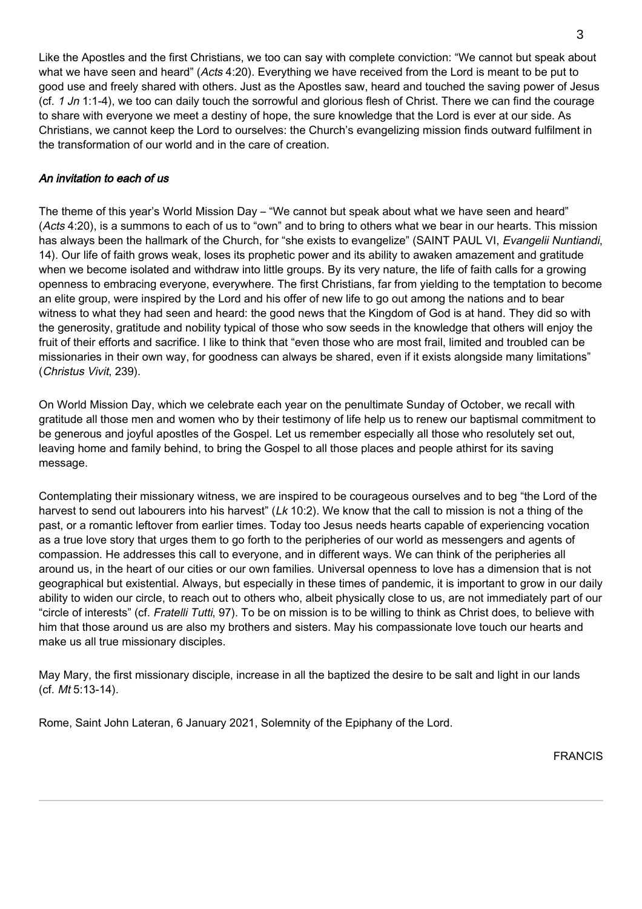Like the Apostles and the first Christians, we too can say with complete conviction: “We cannot but speak about what we have seen and heard” (*Acts* 4:20). Everything we have received from the Lord is meant to be put to good use and freely shared with others. Just as the Apostles saw, heard and touched the saving power of Jesus (cf. *1 Jn* 1:1-4), we too can daily touch the sorrowful and glorious flesh of Christ. There we can find the courage to share with everyone we meet a destiny of hope, the sure knowledge that the Lord is ever at our side. As Christians, we cannot keep the Lord to ourselves: the Church’s evangelizing mission finds outward fulfilment in the transformation of our world and in the care of creation.

### *An invitation to each of us*

The theme of this year’s World Mission Day – “We cannot but speak about what we have seen and heard” (*Acts* 4:20), is a summons to each of us to “own” and to bring to others what we bear in our hearts. This mission has always been the hallmark of the Church, for “she exists to evangelize” (SAINT PAUL VI, *Evangelii Nuntiandi*, 14). Our life of faith grows weak, loses its prophetic power and its ability to awaken amazement and gratitude when we become isolated and withdraw into little groups. By its very nature, the life of faith calls for a growing openness to embracing everyone, everywhere. The first Christians, far from yielding to the temptation to become an elite group, were inspired by the Lord and his offer of new life to go out among the nations and to bear witness to what they had seen and heard: the good news that the Kingdom of God is at hand. They did so with the generosity, gratitude and nobility typical of those who sow seeds in the knowledge that others will enjoy the fruit of their efforts and sacrifice. I like to think that “even those who are most frail, limited and troubled can be missionaries in their own way, for goodness can always be shared, even if it exists alongside many limitations” (*Christus Vivit*, 239).

On World Mission Day, which we celebrate each year on the penultimate Sunday of October, we recall with gratitude all those men and women who by their testimony of life help us to renew our baptismal commitment to be generous and joyful apostles of the Gospel. Let us remember especially all those who resolutely set out, leaving home and family behind, to bring the Gospel to all those places and people athirst for its saving message.

Contemplating their missionary witness, we are inspired to be courageous ourselves and to beg “the Lord of the harvest to send out labourers into his harvest” (*Lk* 10:2). We know that the call to mission is not a thing of the past, or a romantic leftover from earlier times. Today too Jesus needs hearts capable of experiencing vocation as a true love story that urges them to go forth to the peripheries of our world as messengers and agents of compassion. He addresses this call to everyone, and in different ways. We can think of the peripheries all around us, in the heart of our cities or our own families. Universal openness to love has a dimension that is not geographical but existential. Always, but especially in these times of pandemic, it is important to grow in our daily ability to widen our circle, to reach out to others who, albeit physically close to us, are not immediately part of our “circle of interests” (cf. *Fratelli Tutti*, 97). To be on mission is to be willing to think as Christ does, to believe with him that those around us are also my brothers and sisters. May his compassionate love touch our hearts and make us all true missionary disciples.

May Mary, the first missionary disciple, increase in all the baptized the desire to be salt and light in our lands (cf. *Mt* 5:13-14).

Rome, Saint John Lateran, 6 January 2021, Solemnity of the Epiphany of the Lord.

FRANCIS